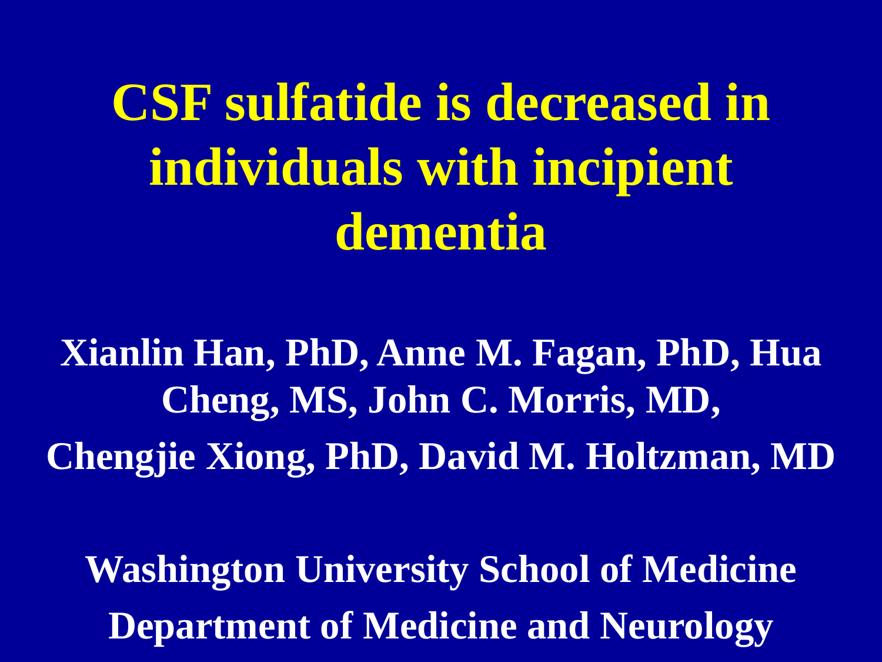# CSF sulfatide is decreased in individuals with incipient dementia

**Xianlin Han, PhD, Anne M. Fagan, PhD, Hua Cheng, MS, John C. Morris, MD, Chengjie Xiong, PhD, David M. Holtzman, MD**

**Washington University School of Medicine**
**Department of Medicine and Neurology**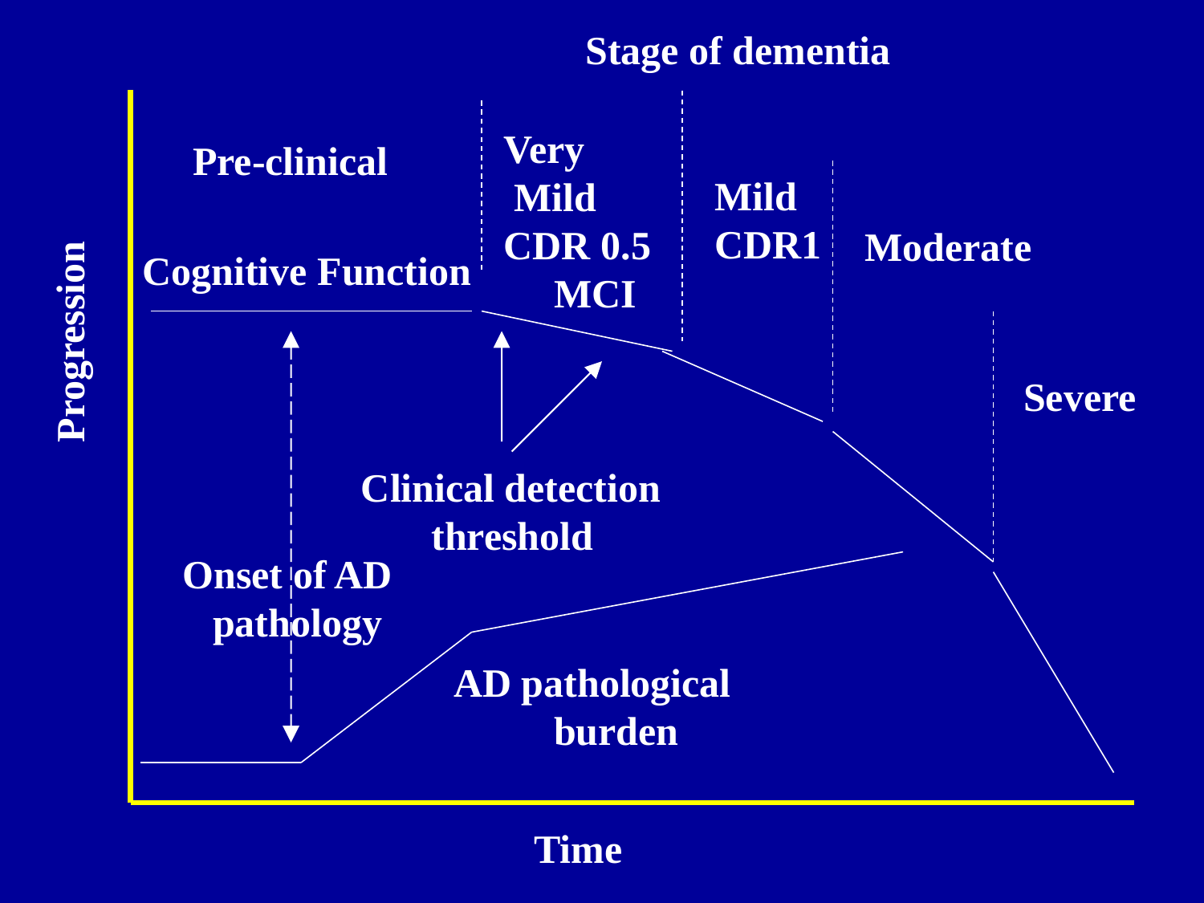Stage of dementia

Progression

Pre-clinical

Cognitive Function

Very Mild CDR 0.5 MCI

Mild CDR1

Moderate

Severe

Clinical detection threshold

Onset of AD pathology

AD pathological burden

Time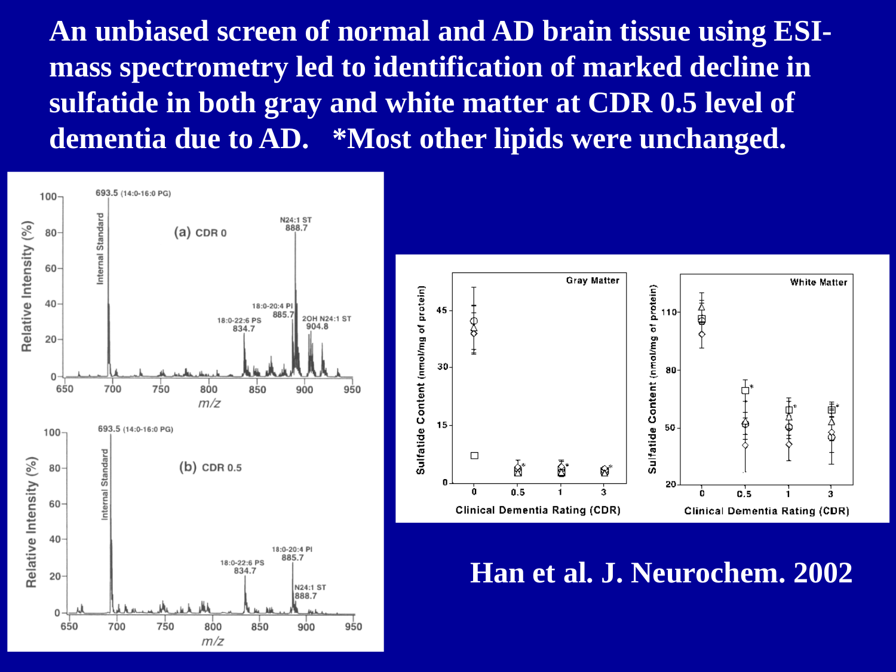**An unbiased screen of normal and AD brain tissue using ESI-mass spectrometry led to identification of marked decline in sulfatide in both gray and white matter at CDR 0.5 level of dementia due to AD. \*Most other lipids were unchanged.**

**Han et al. J. Neurochem. 2002**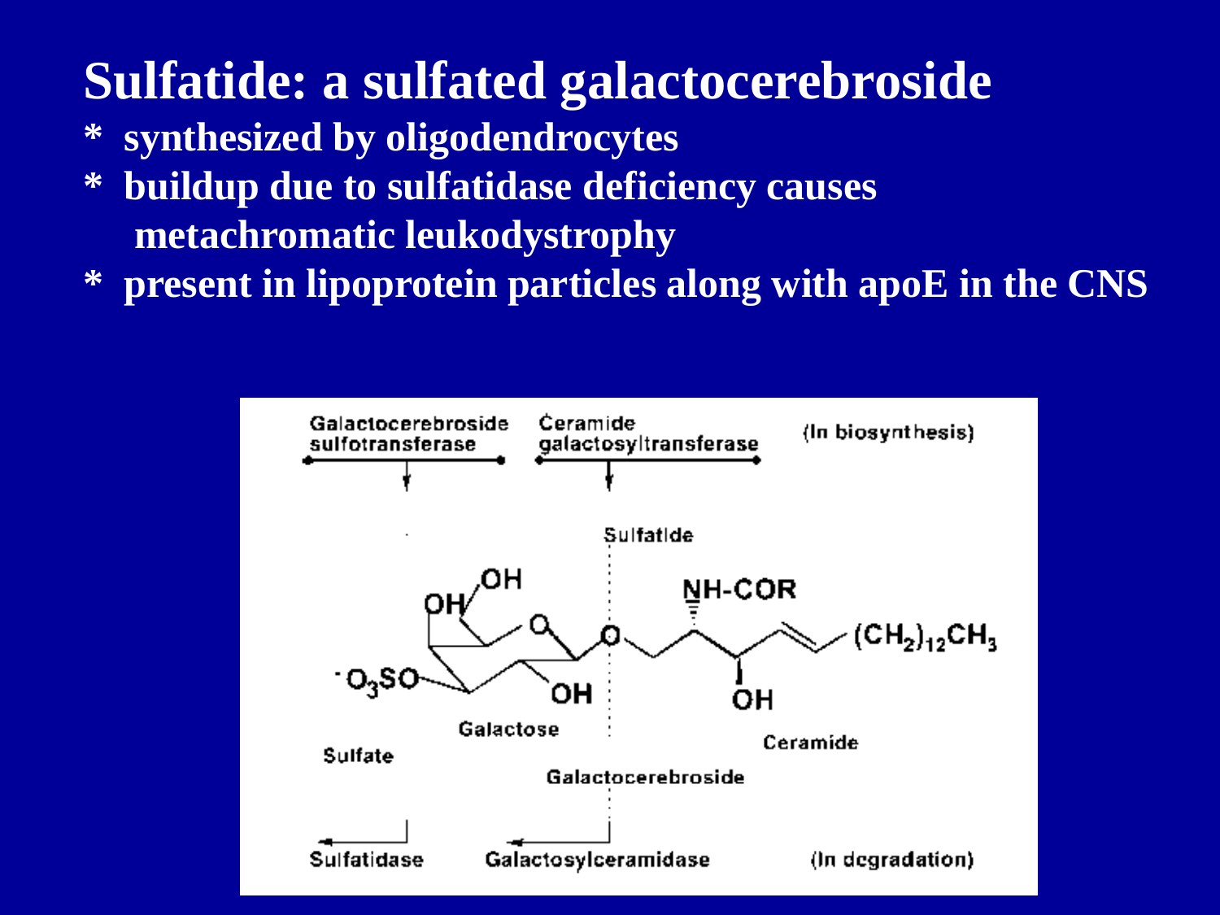# Sulfatide: a sulfated galactocerebroside

* synthesized by oligodendrocytes
* buildup due to sulfatidase deficiency causes metachromatic leukodystrophy
* present in lipoprotein particles along with apoE in the CNS

Galactocerebroside sulfotransferase

Ceramide galactosyltransferase

(In biosynthesis)

Sulfatide

OH

OH

O

O

NH-COR

$(CH_2)_{12}CH_3$

$^{-}O_3SO$

OH

OH

Galactose

Ceramide

Sulfate

Galactocerebroside

Sulfatidase

Galactosylceramidase

(In degradation)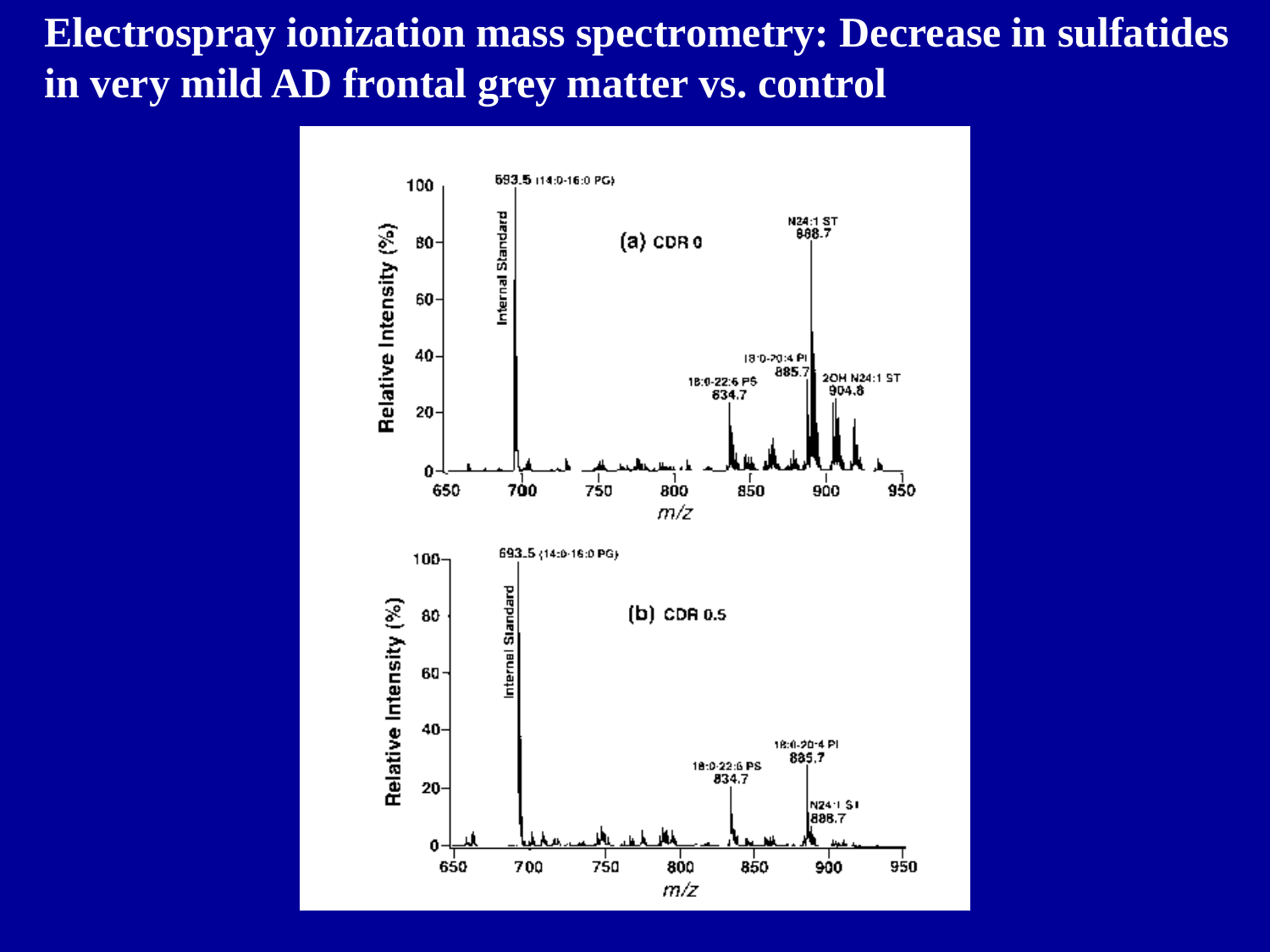# Electrospray ionization mass spectrometry: Decrease in sulfatides in very mild AD frontal grey matter vs. control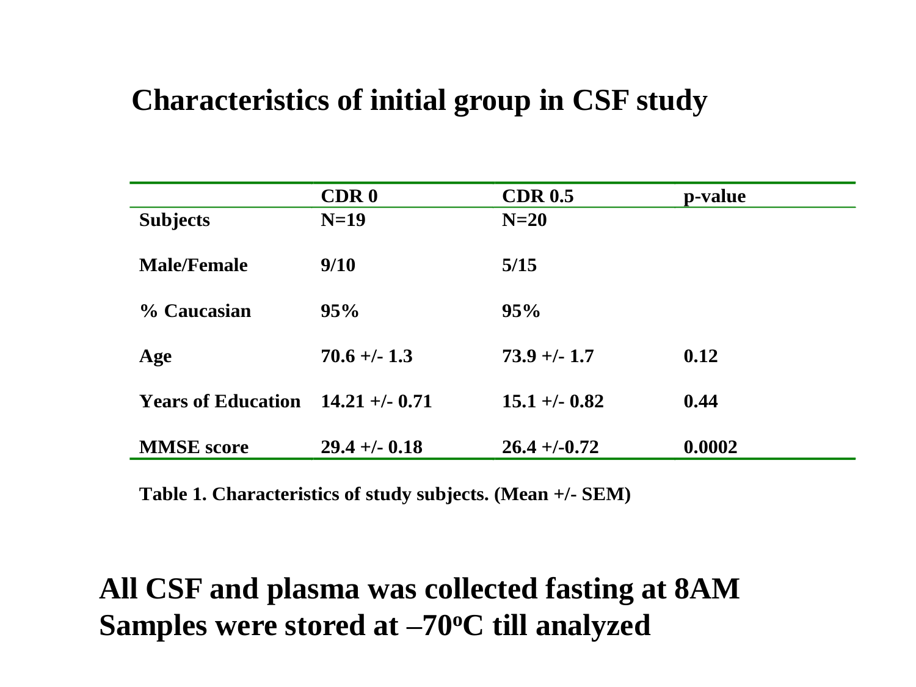# Characteristics of initial group in CSF study

| | CDR 0 | CDR 0.5 | p-value |
|---|---|---|---|
| **Subjects** | **N=19** | **N=20** | |
| **Male/Female** | **9/10** | **5/15** | |
| **% Caucasian** | **95%** | **95%** | |
| **Age** | **70.6 +/- 1.3** | **73.9 +/- 1.7** | **0.12** |
| **Years of Education** | **14.21 +/- 0.71** | **15.1 +/- 0.82** | **0.44** |
| **MMSE score** | **29.4 +/- 0.18** | **26.4 +/-0.72** | **0.0002** |

**Table 1. Characteristics of study subjects. (Mean +/- SEM)**

**All CSF and plasma was collected fasting at 8AM**
**Samples were stored at –70$^{o}$C till analyzed**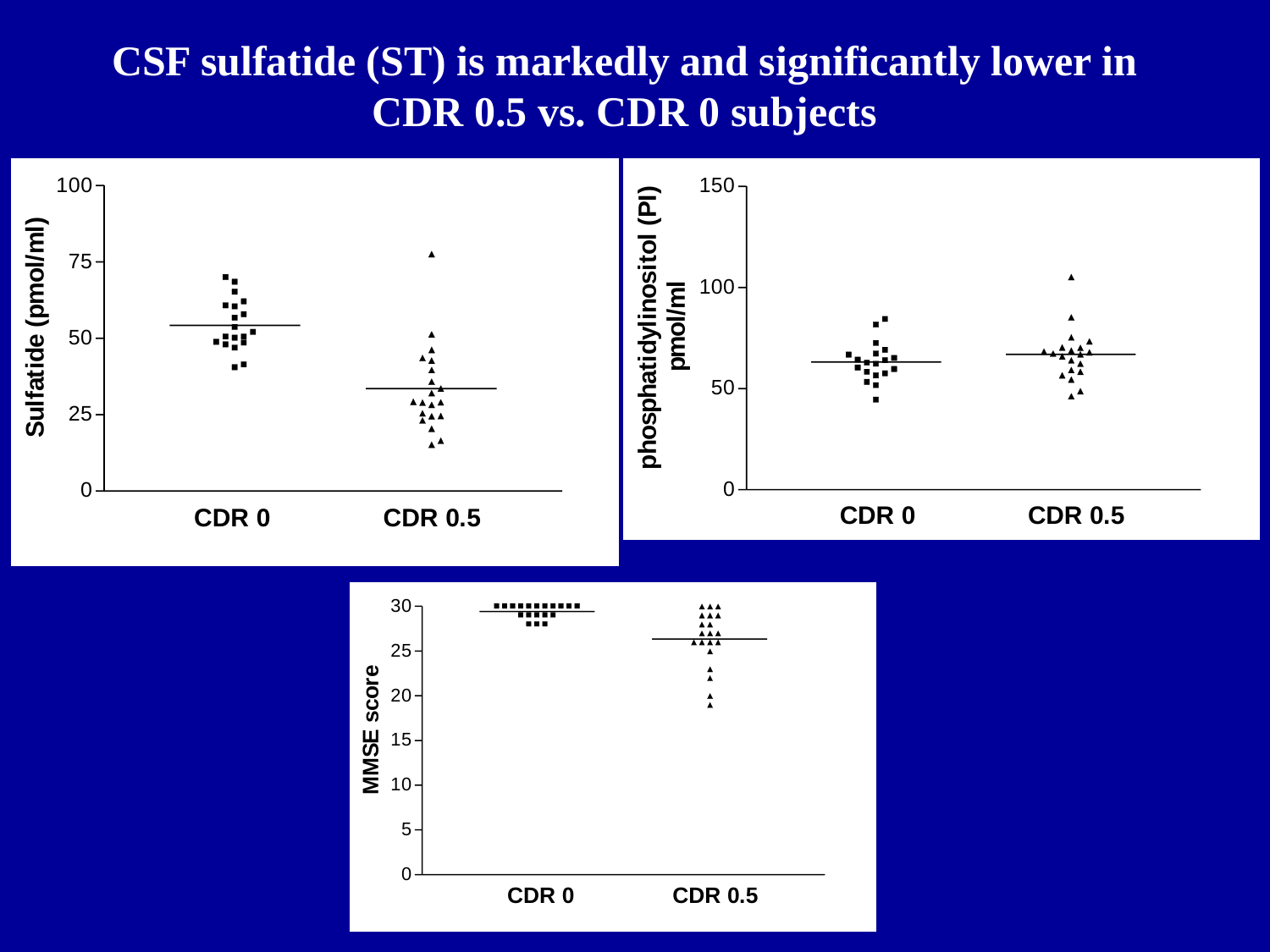# CSF sulfatide (ST) is markedly and significantly lower in CDR 0.5 vs. CDR 0 subjects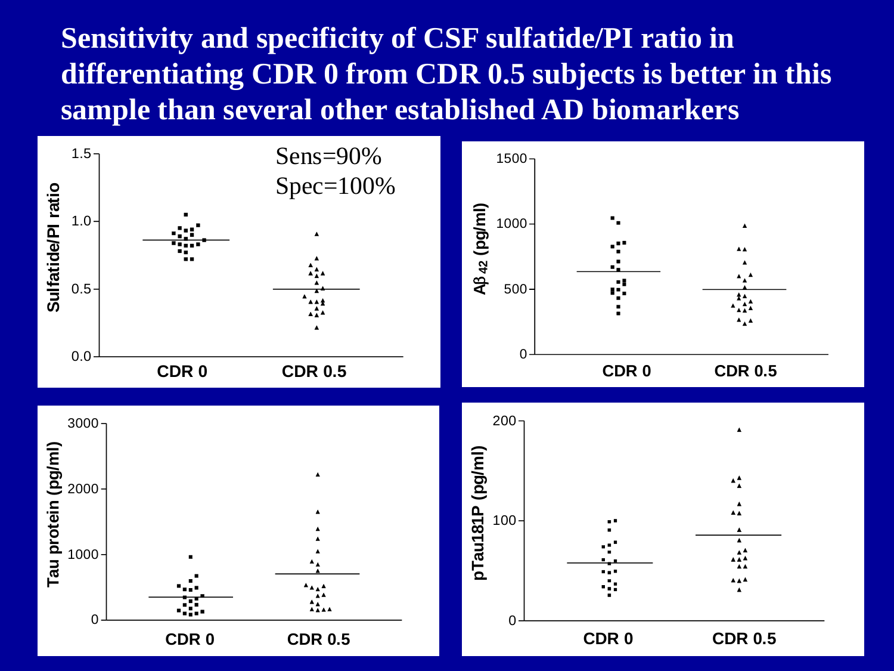# Sensitivity and specificity of CSF sulfatide/PI ratio in differentiating CDR 0 from CDR 0.5 subjects is better in this sample than several other established AD biomarkers

Sens=90%
Spec=100%

Sulfatide/PI ratio

CDR 0 | CDR 0.5

Aβ 42 (pg/ml)

CDR 0 | CDR 0.5

Tau protein (pg/ml)

CDR 0 | CDR 0.5

pTau181P (pg/ml)

CDR 0 | CDR 0.5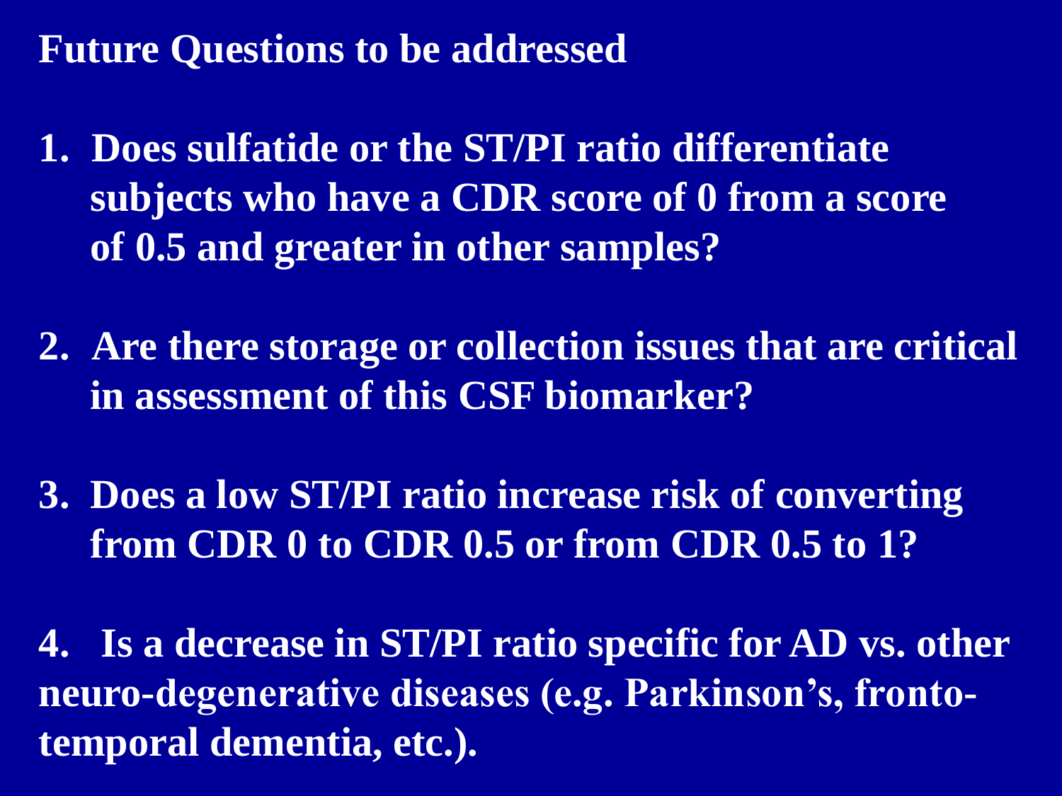# Future Questions to be addressed

1. Does sulfatide or the ST/PI ratio differentiate subjects who have a CDR score of 0 from a score of 0.5 and greater in other samples?

2. Are there storage or collection issues that are critical in assessment of this CSF biomarker?

3. Does a low ST/PI ratio increase risk of converting from CDR 0 to CDR 0.5 or from CDR 0.5 to 1?

4. Is a decrease in ST/PI ratio specific for AD vs. other neuro-degenerative diseases (e.g. Parkinson's, fronto-temporal dementia, etc.).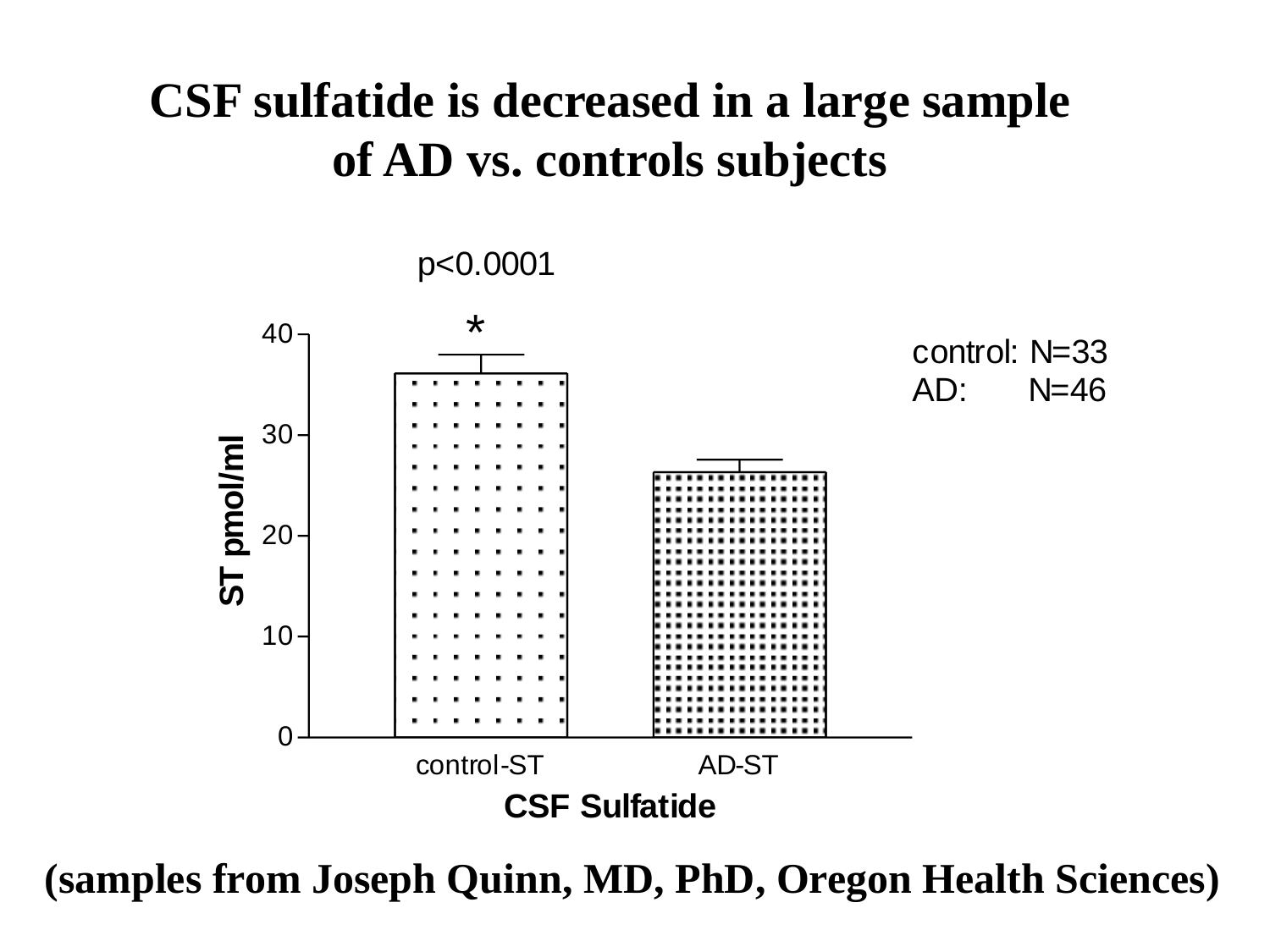# CSF sulfatide is decreased in a large sample of AD vs. controls subjects

p<0.0001

*

40

30

20

10

0

ST pmol/ml

control-ST

AD-ST

CSF Sulfatide

control: N=33

AD: N=46

**(samples from Joseph Quinn, MD, PhD, Oregon Health Sciences)**